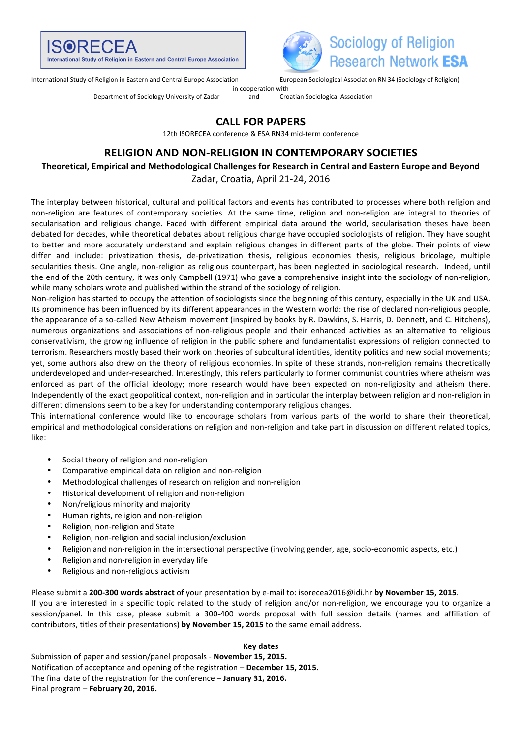ISORECEA
International Study of Religion in Eastern and Central Europe Association

Sociology of Religion Research Network ESA

International Study of Religion in Eastern and Central Europe Association — European Sociological Association RN 34 (Sociology of Religion)

in cooperation with

Department of Sociology University of Zadar and Croatian Sociological Association

# CALL FOR PAPERS

12th ISORECEA conference & ESA RN34 mid-term conference

## RELIGION AND NON-RELIGION IN CONTEMPORARY SOCIETIES

**Theoretical, Empirical and Methodological Challenges for Research in Central and Eastern Europe and Beyond**

Zadar, Croatia, April 21-24, 2016

The interplay between historical, cultural and political factors and events has contributed to processes where both religion and non-religion are features of contemporary societies. At the same time, religion and non-religion are integral to theories of secularisation and religious change. Faced with different empirical data around the world, secularisation theses have been debated for decades, while theoretical debates about religious change have occupied sociologists of religion. They have sought to better and more accurately understand and explain religious changes in different parts of the globe. Their points of view differ and include: privatization thesis, de-privatization thesis, religious economies thesis, religious bricolage, multiple secularities thesis. One angle, non-religion as religious counterpart, has been neglected in sociological research. Indeed, until the end of the 20th century, it was only Campbell (1971) who gave a comprehensive insight into the sociology of non-religion, while many scholars wrote and published within the strand of the sociology of religion.

Non-religion has started to occupy the attention of sociologists since the beginning of this century, especially in the UK and USA. Its prominence has been influenced by its different appearances in the Western world: the rise of declared non-religious people, the appearance of a so-called New Atheism movement (inspired by books by R. Dawkins, S. Harris, D. Dennett, and C. Hitchens), numerous organizations and associations of non-religious people and their enhanced activities as an alternative to religious conservativism, the growing influence of religion in the public sphere and fundamentalist expressions of religion connected to terrorism. Researchers mostly based their work on theories of subcultural identities, identity politics and new social movements; yet, some authors also drew on the theory of religious economies. In spite of these strands, non-religion remains theoretically underdeveloped and under-researched. Interestingly, this refers particularly to former communist countries where atheism was enforced as part of the official ideology; more research would have been expected on non-religiosity and atheism there. Independently of the exact geopolitical context, non-religion and in particular the interplay between religion and non-religion in different dimensions seem to be a key for understanding contemporary religious changes.

This international conference would like to encourage scholars from various parts of the world to share their theoretical, empirical and methodological considerations on religion and non-religion and take part in discussion on different related topics, like:

- Social theory of religion and non-religion
- Comparative empirical data on religion and non-religion
- Methodological challenges of research on religion and non-religion
- Historical development of religion and non-religion
- Non/religious minority and majority
- Human rights, religion and non-religion
- Religion, non-religion and State
- Religion, non-religion and social inclusion/exclusion
- Religion and non-religion in the intersectional perspective (involving gender, age, socio-economic aspects, etc.)
- Religion and non-religion in everyday life
- Religious and non-religious activism

Please submit a **200-300 words abstract** of your presentation by e-mail to: isorecea2016@idi.hr **by November 15, 2015**.

If you are interested in a specific topic related to the study of religion and/or non-religion, we encourage you to organize a session/panel. In this case, please submit a 300-400 words proposal with full session details (names and affiliation of contributors, titles of their presentations) **by November 15, 2015** to the same email address.

**Key dates**

Submission of paper and session/panel proposals - **November 15, 2015.**
Notification of acceptance and opening of the registration – **December 15, 2015.**
The final date of the registration for the conference – **January 31, 2016.**
Final program – **February 20, 2016.**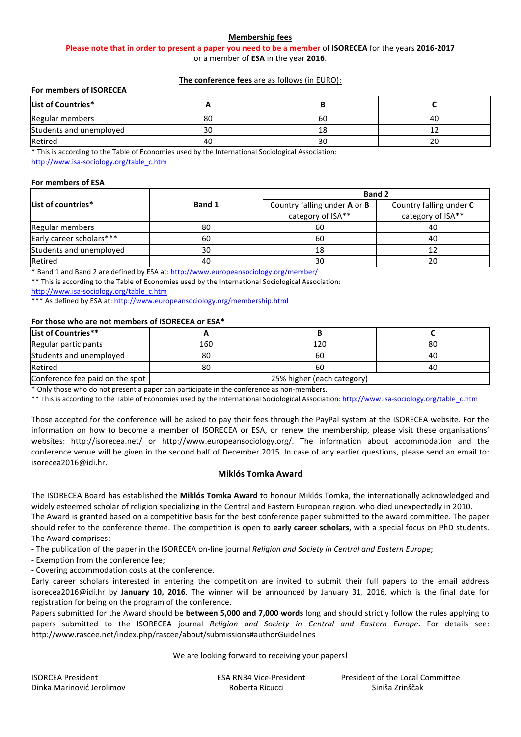## Membership fees

**Please note that in order to present a paper you need to be a member** of **ISORECEA** for the years **2016-2017** or a member of **ESA** in the year **2016**.

The conference fees are as follows (in EURO):

**For members of ISORECEA**

| List of Countries* | A | B | C |
|---|---|---|---|
| Regular members | 80 | 60 | 40 |
| Students and unemployed | 30 | 18 | 12 |
| Retired | 40 | 30 | 20 |

\* This is according to the Table of Economies used by the International Sociological Association: http://www.isa-sociology.org/table_c.htm

**For members of ESA**

| List of countries* | Band 1 | Band 2 | |
|---|---|---|---|
| | | Country falling under **A** or **B** category of ISA** | Country falling under **C** category of ISA** |
| Regular members | 80 | 60 | 40 |
| Early career scholars*** | 60 | 60 | 40 |
| Students and unemployed | 30 | 18 | 12 |
| Retired | 40 | 30 | 20 |

\* Band 1 and Band 2 are defined by ESA at: http://www.europeansociology.org/member/

\** This is according to the Table of Economies used by the International Sociological Association: http://www.isa-sociology.org/table_c.htm

\*** As defined by ESA at: http://www.europeansociology.org/membership.html

**For those who are not members of ISORECEA or ESA***

| List of Countries** | A | B | C |
|---|---|---|---|
| Regular participants | 160 | 120 | 80 |
| Students and unemployed | 80 | 60 | 40 |
| Retired | 80 | 60 | 40 |
| Conference fee paid on the spot | 25% higher (each category) | | |

\* Only those who do not present a paper can participate in the conference as non-members.

\** This is according to the Table of Economies used by the International Sociological Association: http://www.isa-sociology.org/table_c.htm

Those accepted for the conference will be asked to pay their fees through the PayPal system at the ISORECEA website. For the information on how to become a member of ISORECEA or ESA, or renew the membership, please visit these organisations' websites: http://isorecea.net/ or http://www.europeansociology.org/. The information about accommodation and the conference venue will be given in the second half of December 2015. In case of any earlier questions, please send an email to: isorecea2016@idi.hr.

## Miklós Tomka Award

The ISORECEA Board has established the **Miklós Tomka Award** to honour Miklós Tomka, the internationally acknowledged and widely esteemed scholar of religion specializing in the Central and Eastern European region, who died unexpectedly in 2010.

The Award is granted based on a competitive basis for the best conference paper submitted to the award committee. The paper should refer to the conference theme. The competition is open to **early career scholars**, with a special focus on PhD students. The Award comprises:

- The publication of the paper in the ISORECEA on-line journal *Religion and Society in Central and Eastern Europe*;
- Exemption from the conference fee;
- Covering accommodation costs at the conference.

Early career scholars interested in entering the competition are invited to submit their full papers to the email address isorecea2016@idi.hr by **January 10, 2016**. The winner will be announced by January 31, 2016, which is the final date for registration for being on the program of the conference.

Papers submitted for the Award should be **between 5,000 and 7,000 words** long and should strictly follow the rules applying to papers submitted to the ISORECEA journal *Religion and Society in Central and Eastern Europe*. For details see: http://www.rascee.net/index.php/rascee/about/submissions#authorGuidelines

We are looking forward to receiving your papers!

ISORCEA President
Dinka Marinović Jerolimov

ESA RN34 Vice-President
Roberta Ricucci

President of the Local Committee
Siniša Zrinščak